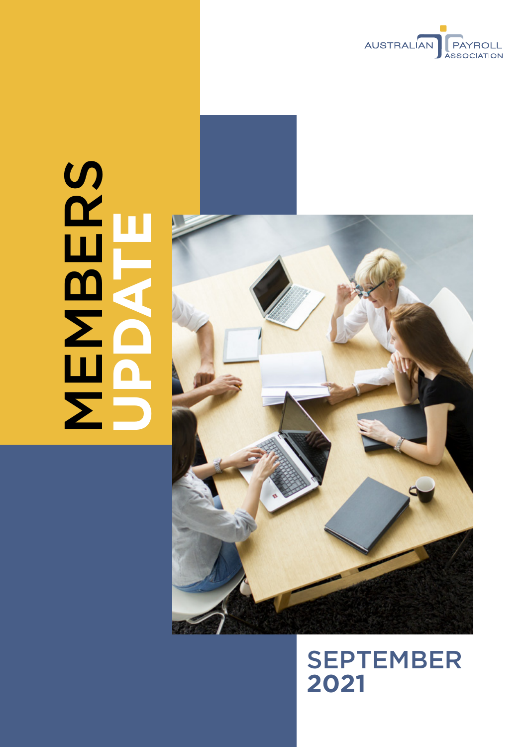AUSTRALIAN PAYROLL ASSOCIATION

# MEMBERS UPDATE

## SEPTEMBER 2021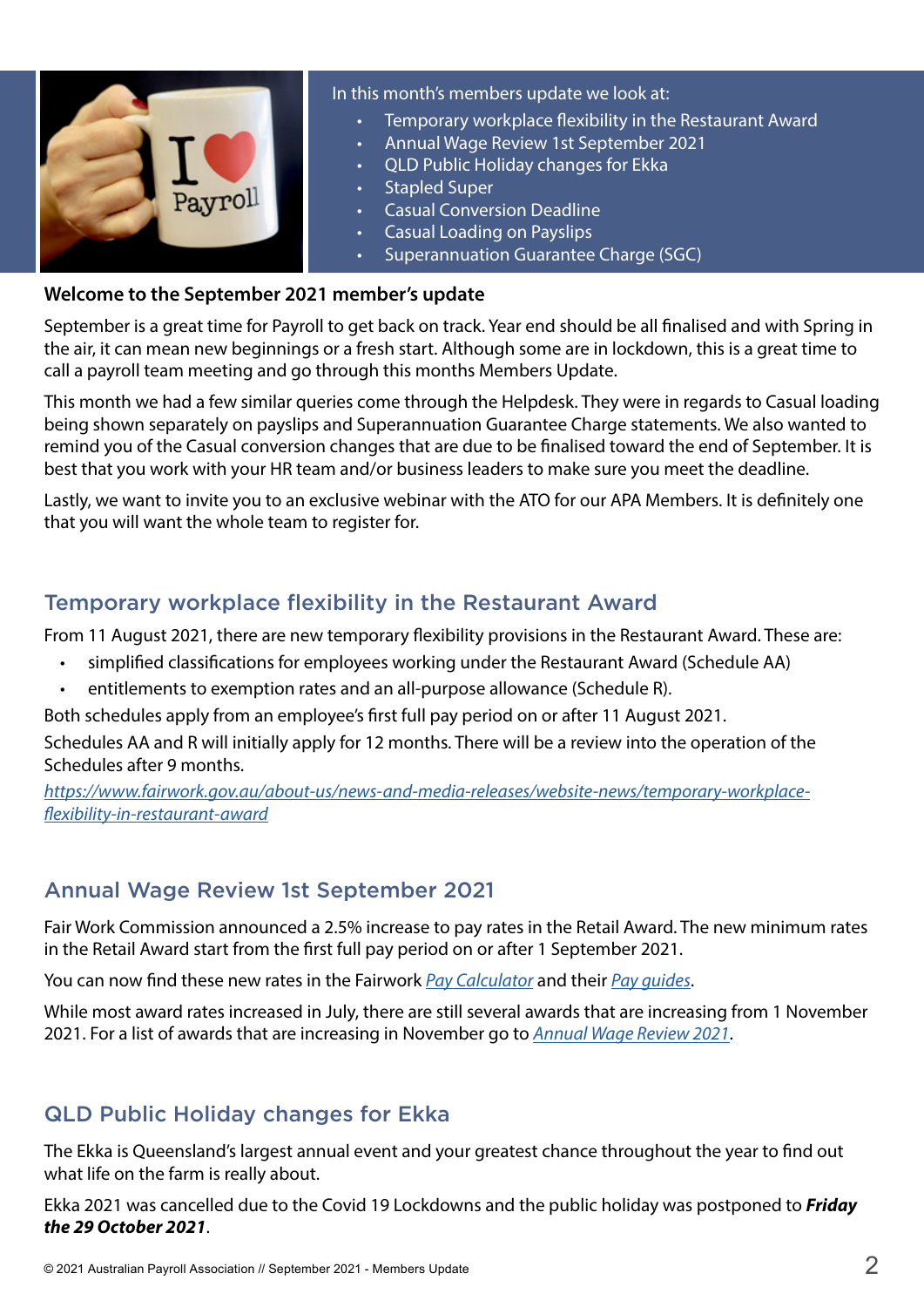In this month's members update we look at:

- Temporary workplace flexibility in the Restaurant Award
- Annual Wage Review 1st September 2021
- QLD Public Holiday changes for Ekka
- Stapled Super
- Casual Conversion Deadline
- Casual Loading on Payslips
- Superannuation Guarantee Charge (SGC)

**Welcome to the September 2021 member's update**

September is a great time for Payroll to get back on track. Year end should be all finalised and with Spring in the air, it can mean new beginnings or a fresh start. Although some are in lockdown, this is a great time to call a payroll team meeting and go through this months Members Update.

This month we had a few similar queries come through the Helpdesk. They were in regards to Casual loading being shown separately on payslips and Superannuation Guarantee Charge statements. We also wanted to remind you of the Casual conversion changes that are due to be finalised toward the end of September. It is best that you work with your HR team and/or business leaders to make sure you meet the deadline.

Lastly, we want to invite you to an exclusive webinar with the ATO for our APA Members. It is definitely one that you will want the whole team to register for.

## Temporary workplace flexibility in the Restaurant Award

From 11 August 2021, there are new temporary flexibility provisions in the Restaurant Award. These are:

- simplified classifications for employees working under the Restaurant Award (Schedule AA)
- entitlements to exemption rates and an all-purpose allowance (Schedule R).

Both schedules apply from an employee's first full pay period on or after 11 August 2021.

Schedules AA and R will initially apply for 12 months. There will be a review into the operation of the Schedules after 9 months.

*https://www.fairwork.gov.au/about-us/news-and-media-releases/website-news/temporary-workplace-flexibility-in-restaurant-award*

## Annual Wage Review 1st September 2021

Fair Work Commission announced a 2.5% increase to pay rates in the Retail Award. The new minimum rates in the Retail Award start from the first full pay period on or after 1 September 2021.

You can now find these new rates in the Fairwork *Pay Calculator* and their *Pay guides*.

While most award rates increased in July, there are still several awards that are increasing from 1 November 2021. For a list of awards that are increasing in November go to *Annual Wage Review 2021*.

## QLD Public Holiday changes for Ekka

The Ekka is Queensland's largest annual event and your greatest chance throughout the year to find out what life on the farm is really about.

Ekka 2021 was cancelled due to the Covid 19 Lockdowns and the public holiday was postponed to ***Friday the 29 October 2021***.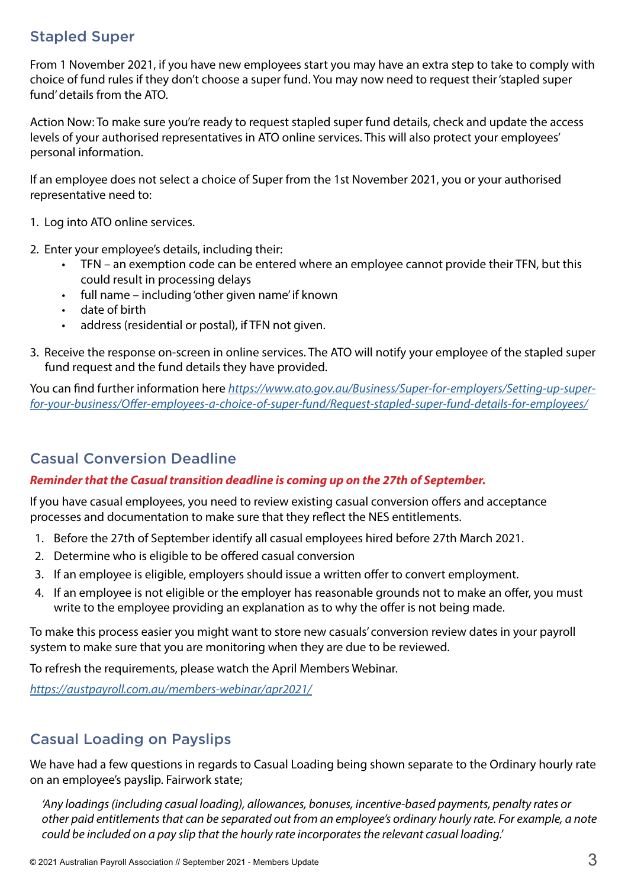## Stapled Super

From 1 November 2021, if you have new employees start you may have an extra step to take to comply with choice of fund rules if they don't choose a super fund. You may now need to request their 'stapled super fund' details from the ATO.

Action Now: To make sure you're ready to request stapled super fund details, check and update the access levels of your authorised representatives in ATO online services. This will also protect your employees' personal information.

If an employee does not select a choice of Super from the 1st November 2021, you or your authorised representative need to:

1. Log into ATO online services.
2. Enter your employee's details, including their:
   - TFN – an exemption code can be entered where an employee cannot provide their TFN, but this could result in processing delays
   - full name – including 'other given name' if known
   - date of birth
   - address (residential or postal), if TFN not given.
3. Receive the response on-screen in online services. The ATO will notify your employee of the stapled super fund request and the fund details they have provided.

You can find further information here *https://www.ato.gov.au/Business/Super-for-employers/Setting-up-super-for-your-business/Offer-employees-a-choice-of-super-fund/Request-stapled-super-fund-details-for-employees/*

## Casual Conversion Deadline

***Reminder that the Casual transition deadline is coming up on the 27th of September.***

If you have casual employees, you need to review existing casual conversion offers and acceptance processes and documentation to make sure that they reflect the NES entitlements.

1. Before the 27th of September identify all casual employees hired before 27th March 2021.
2. Determine who is eligible to be offered casual conversion
3. If an employee is eligible, employers should issue a written offer to convert employment.
4. If an employee is not eligible or the employer has reasonable grounds not to make an offer, you must write to the employee providing an explanation as to why the offer is not being made.

To make this process easier you might want to store new casuals' conversion review dates in your payroll system to make sure that you are monitoring when they are due to be reviewed.

To refresh the requirements, please watch the April Members Webinar.

*https://austpayroll.com.au/members-webinar/apr2021/*

## Casual Loading on Payslips

We have had a few questions in regards to Casual Loading being shown separate to the Ordinary hourly rate on an employee's payslip. Fairwork state;

> *'Any loadings (including casual loading), allowances, bonuses, incentive-based payments, penalty rates or other paid entitlements that can be separated out from an employee's ordinary hourly rate. For example, a note could be included on a pay slip that the hourly rate incorporates the relevant casual loading.'*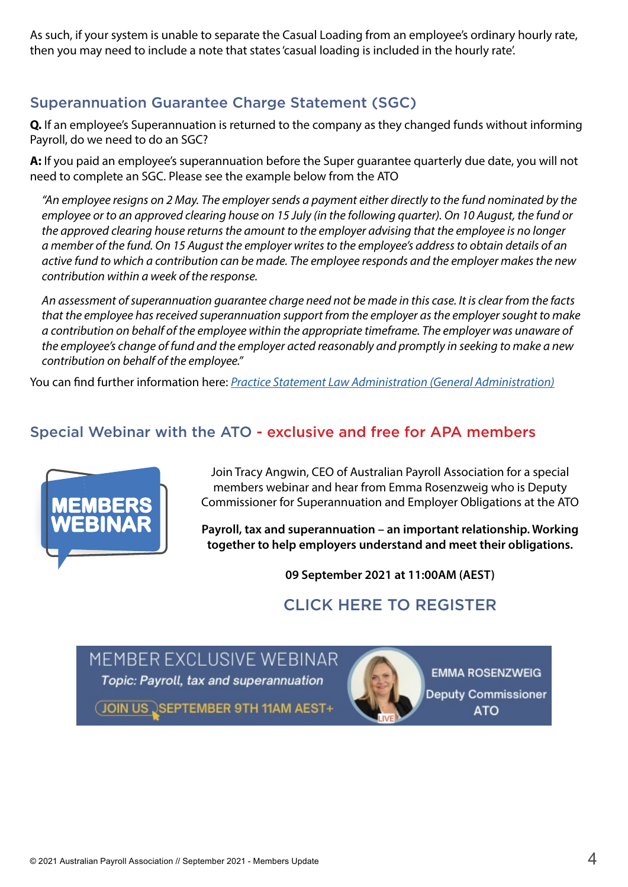As such, if your system is unable to separate the Casual Loading from an employee's ordinary hourly rate, then you may need to include a note that states 'casual loading is included in the hourly rate'.

## Superannuation Guarantee Charge Statement (SGC)

**Q.** If an employee's Superannuation is returned to the company as they changed funds without informing Payroll, do we need to do an SGC?

**A:** If you paid an employee's superannuation before the Super guarantee quarterly due date, you will not need to complete an SGC. Please see the example below from the ATO

> *"An employee resigns on 2 May. The employer sends a payment either directly to the fund nominated by the employee or to an approved clearing house on 15 July (in the following quarter). On 10 August, the fund or the approved clearing house returns the amount to the employer advising that the employee is no longer a member of the fund. On 15 August the employer writes to the employee's address to obtain details of an active fund to which a contribution can be made. The employee responds and the employer makes the new contribution within a week of the response.*
>
> *An assessment of superannuation guarantee charge need not be made in this case. It is clear from the facts that the employee has received superannuation support from the employer as the employer sought to make a contribution on behalf of the employee within the appropriate timeframe. The employer was unaware of the employee's change of fund and the employer acted reasonably and promptly in seeking to make a new contribution on behalf of the employee."*

You can find further information here: *Practice Statement Law Administration (General Administration)*

## Special Webinar with the ATO - exclusive and free for APA members

MEMBERS WEBINAR

Join Tracy Angwin, CEO of Australian Payroll Association for a special members webinar and hear from Emma Rosenzweig who is Deputy Commissioner for Superannuation and Employer Obligations at the ATO

**Payroll, tax and superannuation – an important relationship. Working together to help employers understand and meet their obligations.**

**09 September 2021 at 11:00AM (AEST)**

CLICK HERE TO REGISTER

MEMBER EXCLUSIVE WEBINAR

*Topic: Payroll, tax and superannuation*

JOIN US SEPTEMBER 9TH 11AM AEST+

LIVE

EMMA ROSENZWEIG

Deputy Commissioner ATO

© 2021 Australian Payroll Association // September 2021 - Members Update